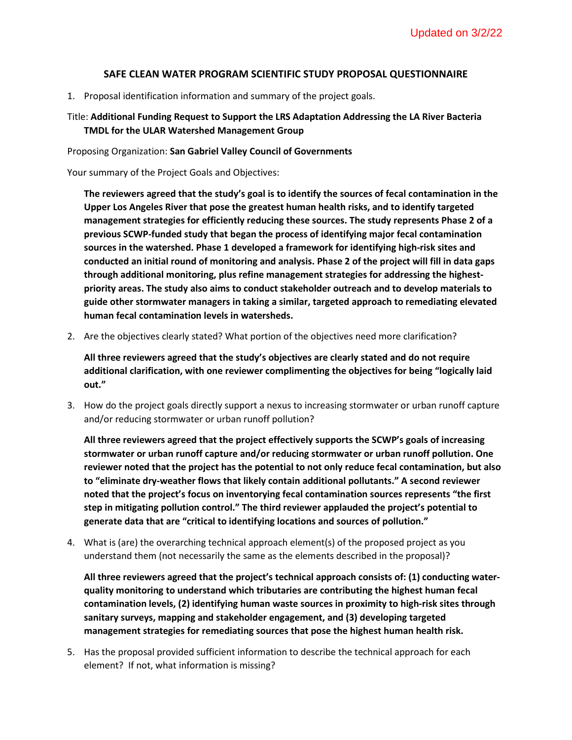Updated on 3/2/22

## SAFE CLEAN WATER PROGRAM SCIENTIFIC STUDY PROPOSAL QUESTIONNAIRE

1. Proposal identification information and summary of the project goals.

Title: **Additional Funding Request to Support the LRS Adaptation Addressing the LA River Bacteria TMDL for the ULAR Watershed Management Group**

Proposing Organization: **San Gabriel Valley Council of Governments**

Your summary of the Project Goals and Objectives:

**The reviewers agreed that the study's goal is to identify the sources of fecal contamination in the Upper Los Angeles River that pose the greatest human health risks, and to identify targeted management strategies for efficiently reducing these sources. The study represents Phase 2 of a previous SCWP-funded study that began the process of identifying major fecal contamination sources in the watershed. Phase 1 developed a framework for identifying high-risk sites and conducted an initial round of monitoring and analysis. Phase 2 of the project will fill in data gaps through additional monitoring, plus refine management strategies for addressing the highest-priority areas. The study also aims to conduct stakeholder outreach and to develop materials to guide other stormwater managers in taking a similar, targeted approach to remediating elevated human fecal contamination levels in watersheds.**

2. Are the objectives clearly stated? What portion of the objectives need more clarification?

**All three reviewers agreed that the study's objectives are clearly stated and do not require additional clarification, with one reviewer complimenting the objectives for being "logically laid out."**

3. How do the project goals directly support a nexus to increasing stormwater or urban runoff capture and/or reducing stormwater or urban runoff pollution?

**All three reviewers agreed that the project effectively supports the SCWP's goals of increasing stormwater or urban runoff capture and/or reducing stormwater or urban runoff pollution. One reviewer noted that the project has the potential to not only reduce fecal contamination, but also to "eliminate dry-weather flows that likely contain additional pollutants." A second reviewer noted that the project's focus on inventorying fecal contamination sources represents "the first step in mitigating pollution control." The third reviewer applauded the project's potential to generate data that are "critical to identifying locations and sources of pollution."**

4. What is (are) the overarching technical approach element(s) of the proposed project as you understand them (not necessarily the same as the elements described in the proposal)?

**All three reviewers agreed that the project's technical approach consists of: (1) conducting water-quality monitoring to understand which tributaries are contributing the highest human fecal contamination levels, (2) identifying human waste sources in proximity to high-risk sites through sanitary surveys, mapping and stakeholder engagement, and (3) developing targeted management strategies for remediating sources that pose the highest human health risk.**

5. Has the proposal provided sufficient information to describe the technical approach for each element? If not, what information is missing?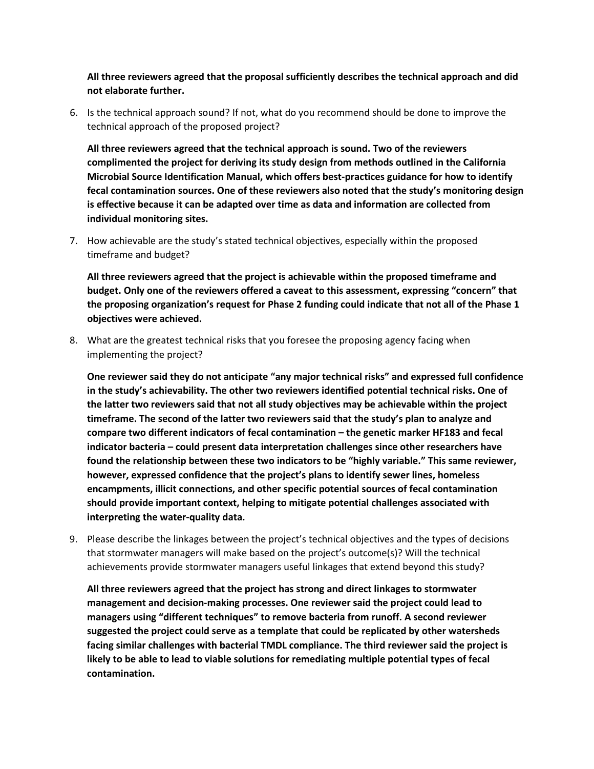**All three reviewers agreed that the proposal sufficiently describes the technical approach and did not elaborate further.**

6. Is the technical approach sound? If not, what do you recommend should be done to improve the technical approach of the proposed project?

   **All three reviewers agreed that the technical approach is sound. Two of the reviewers complimented the project for deriving its study design from methods outlined in the California Microbial Source Identification Manual, which offers best-practices guidance for how to identify fecal contamination sources. One of these reviewers also noted that the study's monitoring design is effective because it can be adapted over time as data and information are collected from individual monitoring sites.**

7. How achievable are the study's stated technical objectives, especially within the proposed timeframe and budget?

   **All three reviewers agreed that the project is achievable within the proposed timeframe and budget. Only one of the reviewers offered a caveat to this assessment, expressing "concern" that the proposing organization's request for Phase 2 funding could indicate that not all of the Phase 1 objectives were achieved.**

8. What are the greatest technical risks that you foresee the proposing agency facing when implementing the project?

   **One reviewer said they do not anticipate "any major technical risks" and expressed full confidence in the study's achievability. The other two reviewers identified potential technical risks. One of the latter two reviewers said that not all study objectives may be achievable within the project timeframe. The second of the latter two reviewers said that the study's plan to analyze and compare two different indicators of fecal contamination – the genetic marker HF183 and fecal indicator bacteria – could present data interpretation challenges since other researchers have found the relationship between these two indicators to be "highly variable." This same reviewer, however, expressed confidence that the project's plans to identify sewer lines, homeless encampments, illicit connections, and other specific potential sources of fecal contamination should provide important context, helping to mitigate potential challenges associated with interpreting the water-quality data.**

9. Please describe the linkages between the project's technical objectives and the types of decisions that stormwater managers will make based on the project's outcome(s)? Will the technical achievements provide stormwater managers useful linkages that extend beyond this study?

   **All three reviewers agreed that the project has strong and direct linkages to stormwater management and decision-making processes. One reviewer said the project could lead to managers using "different techniques" to remove bacteria from runoff. A second reviewer suggested the project could serve as a template that could be replicated by other watersheds facing similar challenges with bacterial TMDL compliance. The third reviewer said the project is likely to be able to lead to viable solutions for remediating multiple potential types of fecal contamination.**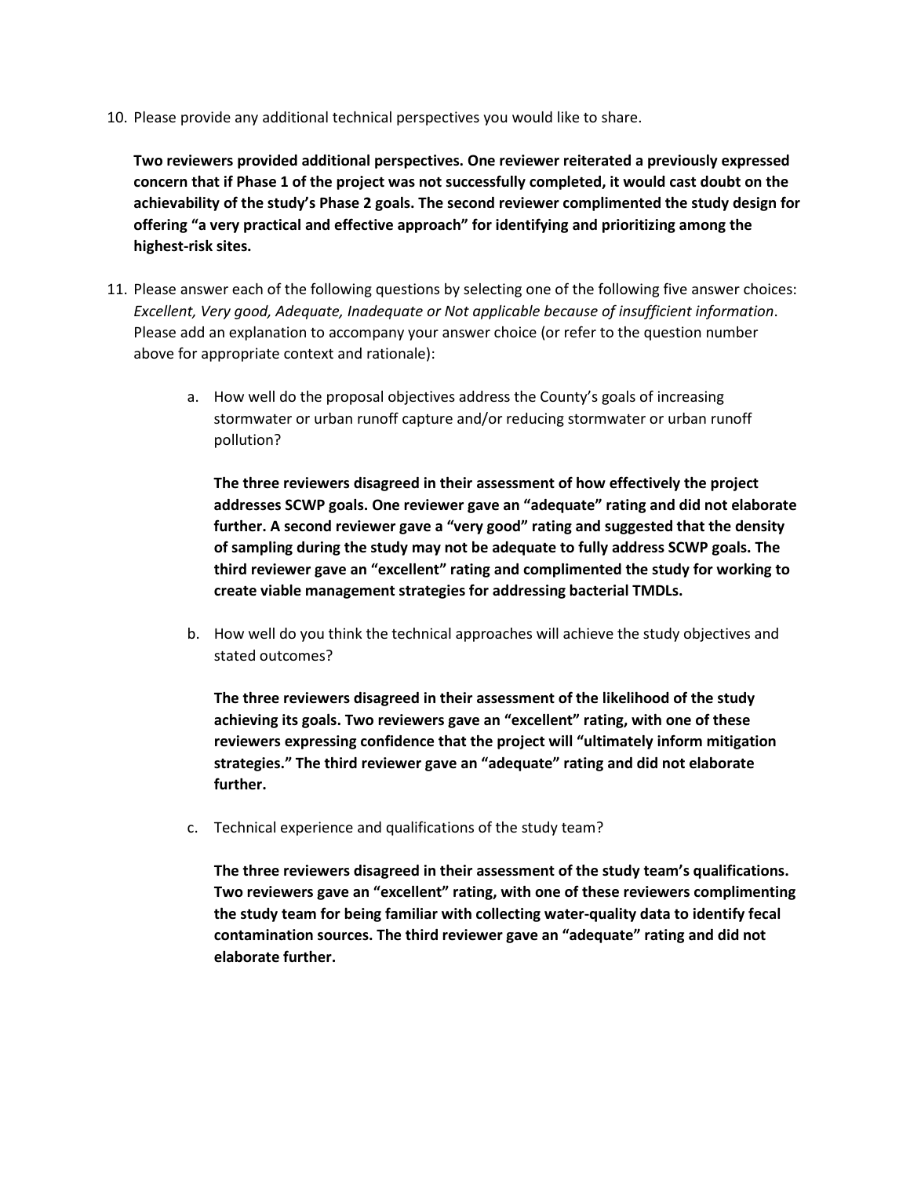10. Please provide any additional technical perspectives you would like to share.

    **Two reviewers provided additional perspectives. One reviewer reiterated a previously expressed concern that if Phase 1 of the project was not successfully completed, it would cast doubt on the achievability of the study's Phase 2 goals. The second reviewer complimented the study design for offering "a very practical and effective approach" for identifying and prioritizing among the highest-risk sites.**

11. Please answer each of the following questions by selecting one of the following five answer choices: *Excellent, Very good, Adequate, Inadequate or Not applicable because of insufficient information*. Please add an explanation to accompany your answer choice (or refer to the question number above for appropriate context and rationale):

    a. How well do the proposal objectives address the County's goals of increasing stormwater or urban runoff capture and/or reducing stormwater or urban runoff pollution?

       **The three reviewers disagreed in their assessment of how effectively the project addresses SCWP goals. One reviewer gave an "adequate" rating and did not elaborate further. A second reviewer gave a "very good" rating and suggested that the density of sampling during the study may not be adequate to fully address SCWP goals. The third reviewer gave an "excellent" rating and complimented the study for working to create viable management strategies for addressing bacterial TMDLs.**

    b. How well do you think the technical approaches will achieve the study objectives and stated outcomes?

       **The three reviewers disagreed in their assessment of the likelihood of the study achieving its goals. Two reviewers gave an "excellent" rating, with one of these reviewers expressing confidence that the project will "ultimately inform mitigation strategies." The third reviewer gave an "adequate" rating and did not elaborate further.**

    c. Technical experience and qualifications of the study team?

       **The three reviewers disagreed in their assessment of the study team's qualifications. Two reviewers gave an "excellent" rating, with one of these reviewers complimenting the study team for being familiar with collecting water-quality data to identify fecal contamination sources. The third reviewer gave an "adequate" rating and did not elaborate further.**